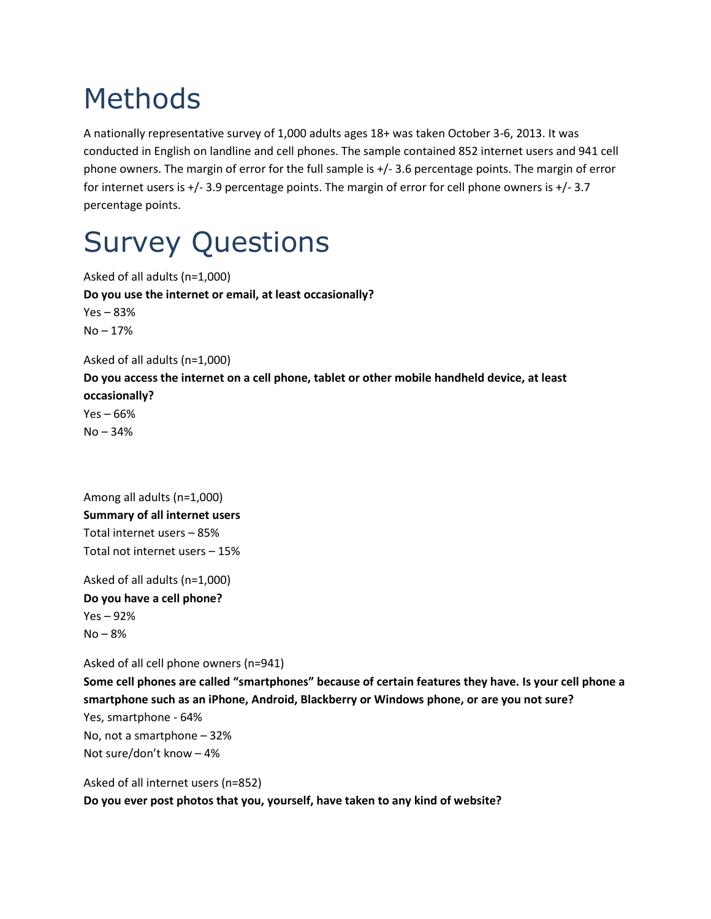# Methods

A nationally representative survey of 1,000 adults ages 18+ was taken October 3-6, 2013. It was conducted in English on landline and cell phones. The sample contained 852 internet users and 941 cell phone owners. The margin of error for the full sample is +/- 3.6 percentage points. The margin of error for internet users is +/- 3.9 percentage points. The margin of error for cell phone owners is +/- 3.7 percentage points.

# Survey Questions

Asked of all adults (n=1,000)

**Do you use the internet or email, at least occasionally?**

Yes – 83%

No – 17%

Asked of all adults (n=1,000)

**Do you access the internet on a cell phone, tablet or other mobile handheld device, at least occasionally?**

Yes – 66%

No – 34%

Among all adults (n=1,000)

**Summary of all internet users**

Total internet users – 85%

Total not internet users – 15%

Asked of all adults (n=1,000)

**Do you have a cell phone?**

Yes – 92%

No – 8%

Asked of all cell phone owners (n=941)

**Some cell phones are called "smartphones" because of certain features they have. Is your cell phone a smartphone such as an iPhone, Android, Blackberry or Windows phone, or are you not sure?**

Yes, smartphone - 64%

No, not a smartphone – 32%

Not sure/don't know – 4%

Asked of all internet users (n=852)

**Do you ever post photos that you, yourself, have taken to any kind of website?**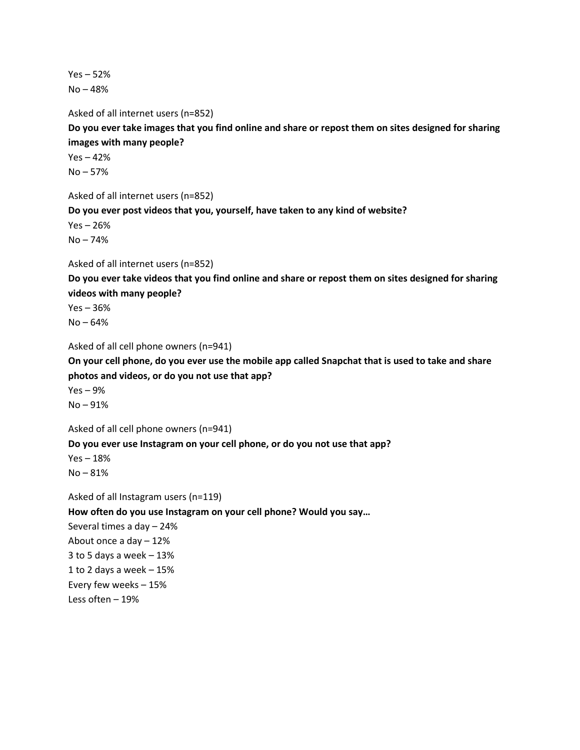Yes – 52%
No – 48%

Asked of all internet users (n=852)

**Do you ever take images that you find online and share or repost them on sites designed for sharing images with many people?**

Yes – 42%
No – 57%

Asked of all internet users (n=852)

**Do you ever post videos that you, yourself, have taken to any kind of website?**

Yes – 26%
No – 74%

Asked of all internet users (n=852)

**Do you ever take videos that you find online and share or repost them on sites designed for sharing videos with many people?**

Yes – 36%
No – 64%

Asked of all cell phone owners (n=941)

**On your cell phone, do you ever use the mobile app called Snapchat that is used to take and share photos and videos, or do you not use that app?**

Yes – 9%
No – 91%

Asked of all cell phone owners (n=941)

**Do you ever use Instagram on your cell phone, or do you not use that app?**

Yes – 18%
No – 81%

Asked of all Instagram users (n=119)

**How often do you use Instagram on your cell phone? Would you say…**

Several times a day – 24%
About once a day – 12%
3 to 5 days a week – 13%
1 to 2 days a week – 15%
Every few weeks – 15%
Less often – 19%